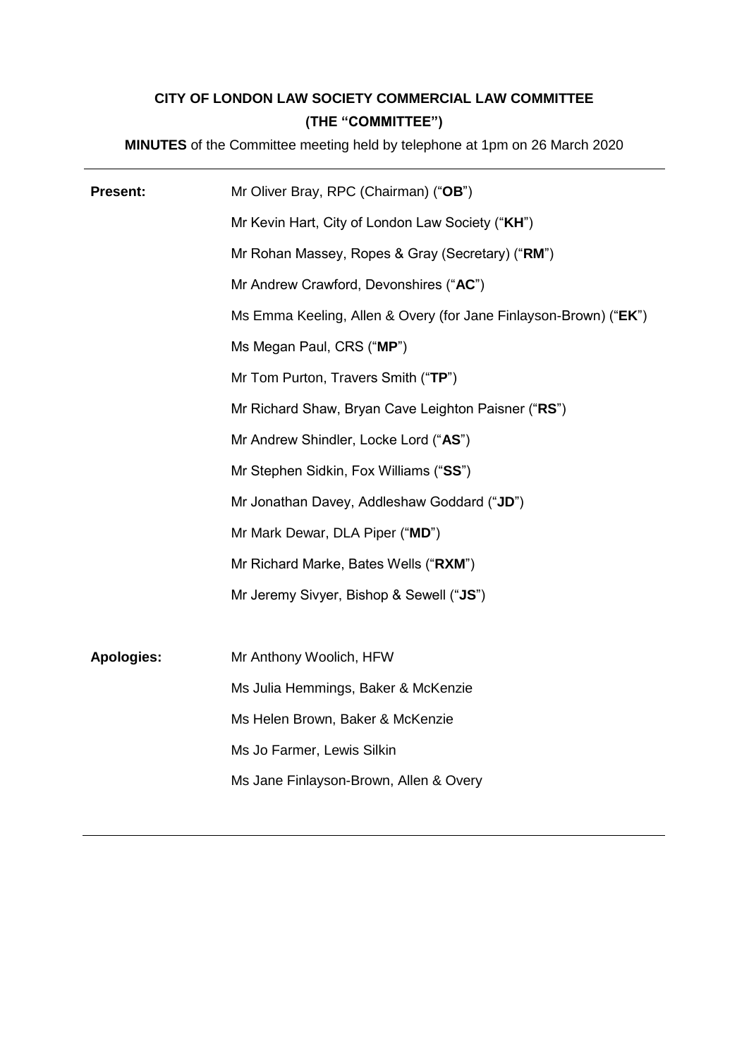**CITY OF LONDON LAW SOCIETY COMMERCIAL LAW COMMITTEE**
**(THE "COMMITTEE")**

**MINUTES** of the Committee meeting held by telephone at 1pm on 26 March 2020

---

| | |
|---|---|
| **Present:** | Mr Oliver Bray, RPC (Chairman) ("**OB**") |
| | Mr Kevin Hart, City of London Law Society ("**KH**") |
| | Mr Rohan Massey, Ropes & Gray (Secretary) ("**RM**") |
| | Mr Andrew Crawford, Devonshires ("**AC**") |
| | Ms Emma Keeling, Allen & Overy (for Jane Finlayson-Brown) ("**EK**") |
| | Ms Megan Paul, CRS ("**MP**") |
| | Mr Tom Purton, Travers Smith ("**TP**") |
| | Mr Richard Shaw, Bryan Cave Leighton Paisner ("**RS**") |
| | Mr Andrew Shindler, Locke Lord ("**AS**") |
| | Mr Stephen Sidkin, Fox Williams ("**SS**") |
| | Mr Jonathan Davey, Addleshaw Goddard ("**JD**") |
| | Mr Mark Dewar, DLA Piper ("**MD**") |
| | Mr Richard Marke, Bates Wells ("**RXM**") |
| | Mr Jeremy Sivyer, Bishop & Sewell ("**JS**") |
| | |
| **Apologies:** | Mr Anthony Woolich, HFW |
| | Ms Julia Hemmings, Baker & McKenzie |
| | Ms Helen Brown, Baker & McKenzie |
| | Ms Jo Farmer, Lewis Silkin |
| | Ms Jane Finlayson-Brown, Allen & Overy |

---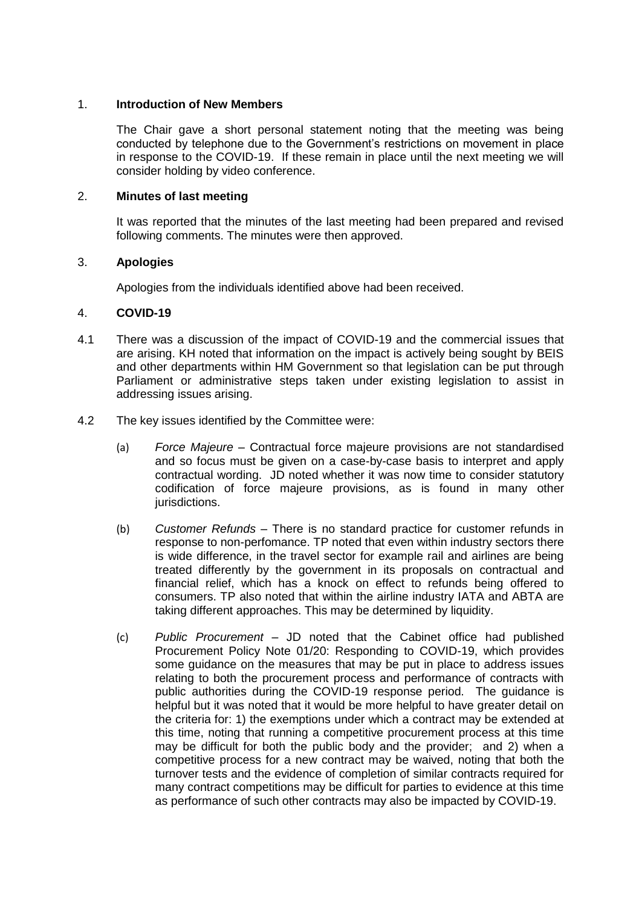1. **Introduction of New Members**

   The Chair gave a short personal statement noting that the meeting was being conducted by telephone due to the Government's restrictions on movement in place in response to the COVID-19. If these remain in place until the next meeting we will consider holding by video conference.

2. **Minutes of last meeting**

   It was reported that the minutes of the last meeting had been prepared and revised following comments. The minutes were then approved.

3. **Apologies**

   Apologies from the individuals identified above had been received.

4. **COVID-19**

4.1 There was a discussion of the impact of COVID-19 and the commercial issues that are arising. KH noted that information on the impact is actively being sought by BEIS and other departments within HM Government so that legislation can be put through Parliament or administrative steps taken under existing legislation to assist in addressing issues arising.

4.2 The key issues identified by the Committee were:

   (a) *Force Majeure* – Contractual force majeure provisions are not standardised and so focus must be given on a case-by-case basis to interpret and apply contractual wording. JD noted whether it was now time to consider statutory codification of force majeure provisions, as is found in many other jurisdictions.

   (b) *Customer Refunds* – There is no standard practice for customer refunds in response to non-perfomance. TP noted that even within industry sectors there is wide difference, in the travel sector for example rail and airlines are being treated differently by the government in its proposals on contractual and financial relief, which has a knock on effect to refunds being offered to consumers. TP also noted that within the airline industry IATA and ABTA are taking different approaches. This may be determined by liquidity.

   (c) *Public Procurement* – JD noted that the Cabinet office had published Procurement Policy Note 01/20: Responding to COVID-19, which provides some guidance on the measures that may be put in place to address issues relating to both the procurement process and performance of contracts with public authorities during the COVID-19 response period. The guidance is helpful but it was noted that it would be more helpful to have greater detail on the criteria for: 1) the exemptions under which a contract may be extended at this time, noting that running a competitive procurement process at this time may be difficult for both the public body and the provider; and 2) when a competitive process for a new contract may be waived, noting that both the turnover tests and the evidence of completion of similar contracts required for many contract competitions may be difficult for parties to evidence at this time as performance of such other contracts may also be impacted by COVID-19.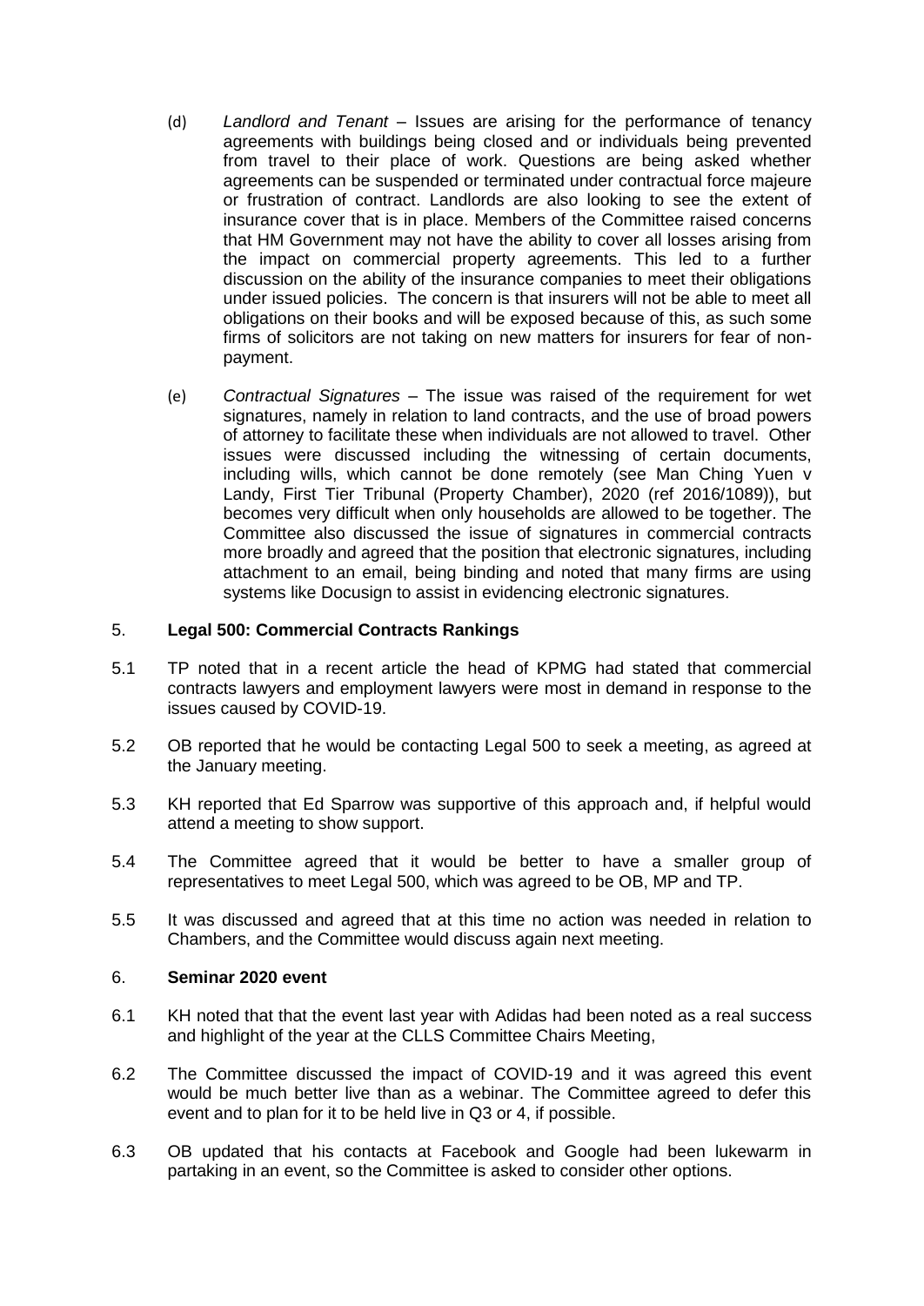(d) *Landlord and Tenant* – Issues are arising for the performance of tenancy agreements with buildings being closed and or individuals being prevented from travel to their place of work. Questions are being asked whether agreements can be suspended or terminated under contractual force majeure or frustration of contract. Landlords are also looking to see the extent of insurance cover that is in place. Members of the Committee raised concerns that HM Government may not have the ability to cover all losses arising from the impact on commercial property agreements. This led to a further discussion on the ability of the insurance companies to meet their obligations under issued policies. The concern is that insurers will not be able to meet all obligations on their books and will be exposed because of this, as such some firms of solicitors are not taking on new matters for insurers for fear of non-payment.

(e) *Contractual Signatures* – The issue was raised of the requirement for wet signatures, namely in relation to land contracts, and the use of broad powers of attorney to facilitate these when individuals are not allowed to travel. Other issues were discussed including the witnessing of certain documents, including wills, which cannot be done remotely (see Man Ching Yuen v Landy, First Tier Tribunal (Property Chamber), 2020 (ref 2016/1089)), but becomes very difficult when only households are allowed to be together. The Committee also discussed the issue of signatures in commercial contracts more broadly and agreed that the position that electronic signatures, including attachment to an email, being binding and noted that many firms are using systems like Docusign to assist in evidencing electronic signatures.

## 5. Legal 500: Commercial Contracts Rankings

5.1 TP noted that in a recent article the head of KPMG had stated that commercial contracts lawyers and employment lawyers were most in demand in response to the issues caused by COVID-19.

5.2 OB reported that he would be contacting Legal 500 to seek a meeting, as agreed at the January meeting.

5.3 KH reported that Ed Sparrow was supportive of this approach and, if helpful would attend a meeting to show support.

5.4 The Committee agreed that it would be better to have a smaller group of representatives to meet Legal 500, which was agreed to be OB, MP and TP.

5.5 It was discussed and agreed that at this time no action was needed in relation to Chambers, and the Committee would discuss again next meeting.

## 6. Seminar 2020 event

6.1 KH noted that that the event last year with Adidas had been noted as a real success and highlight of the year at the CLLS Committee Chairs Meeting,

6.2 The Committee discussed the impact of COVID-19 and it was agreed this event would be much better live than as a webinar. The Committee agreed to defer this event and to plan for it to be held live in Q3 or 4, if possible.

6.3 OB updated that his contacts at Facebook and Google had been lukewarm in partaking in an event, so the Committee is asked to consider other options.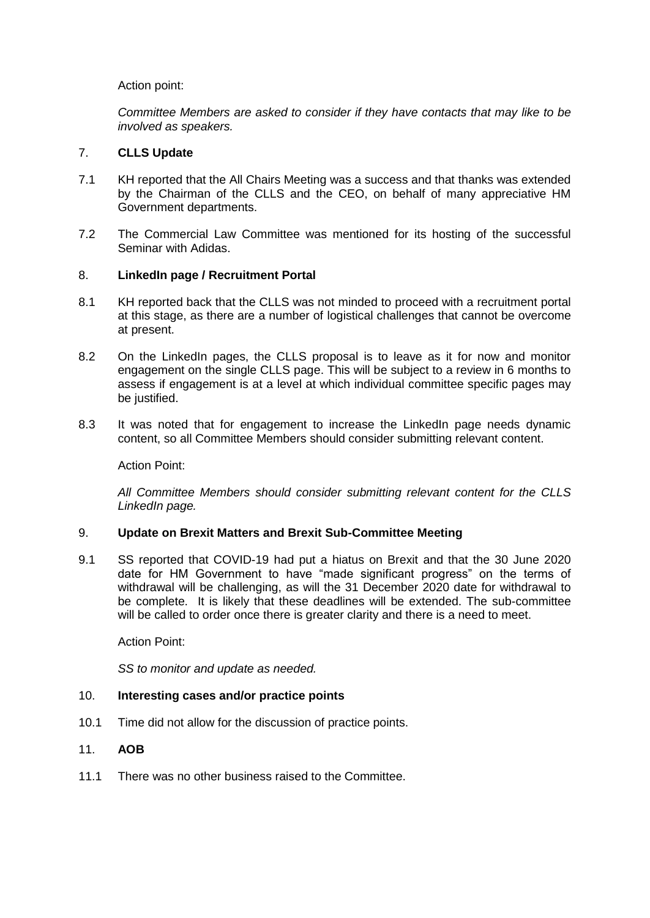Action point:

*Committee Members are asked to consider if they have contacts that may like to be involved as speakers.*

## 7. CLLS Update

7.1 KH reported that the All Chairs Meeting was a success and that thanks was extended by the Chairman of the CLLS and the CEO, on behalf of many appreciative HM Government departments.

7.2 The Commercial Law Committee was mentioned for its hosting of the successful Seminar with Adidas.

## 8. LinkedIn page / Recruitment Portal

8.1 KH reported back that the CLLS was not minded to proceed with a recruitment portal at this stage, as there are a number of logistical challenges that cannot be overcome at present.

8.2 On the LinkedIn pages, the CLLS proposal is to leave as it for now and monitor engagement on the single CLLS page. This will be subject to a review in 6 months to assess if engagement is at a level at which individual committee specific pages may be justified.

8.3 It was noted that for engagement to increase the LinkedIn page needs dynamic content, so all Committee Members should consider submitting relevant content.

Action Point:

*All Committee Members should consider submitting relevant content for the CLLS LinkedIn page.*

## 9. Update on Brexit Matters and Brexit Sub-Committee Meeting

9.1 SS reported that COVID-19 had put a hiatus on Brexit and that the 30 June 2020 date for HM Government to have "made significant progress" on the terms of withdrawal will be challenging, as will the 31 December 2020 date for withdrawal to be complete. It is likely that these deadlines will be extended. The sub-committee will be called to order once there is greater clarity and there is a need to meet.

Action Point:

*SS to monitor and update as needed.*

## 10. Interesting cases and/or practice points

10.1 Time did not allow for the discussion of practice points.

## 11. AOB

11.1 There was no other business raised to the Committee.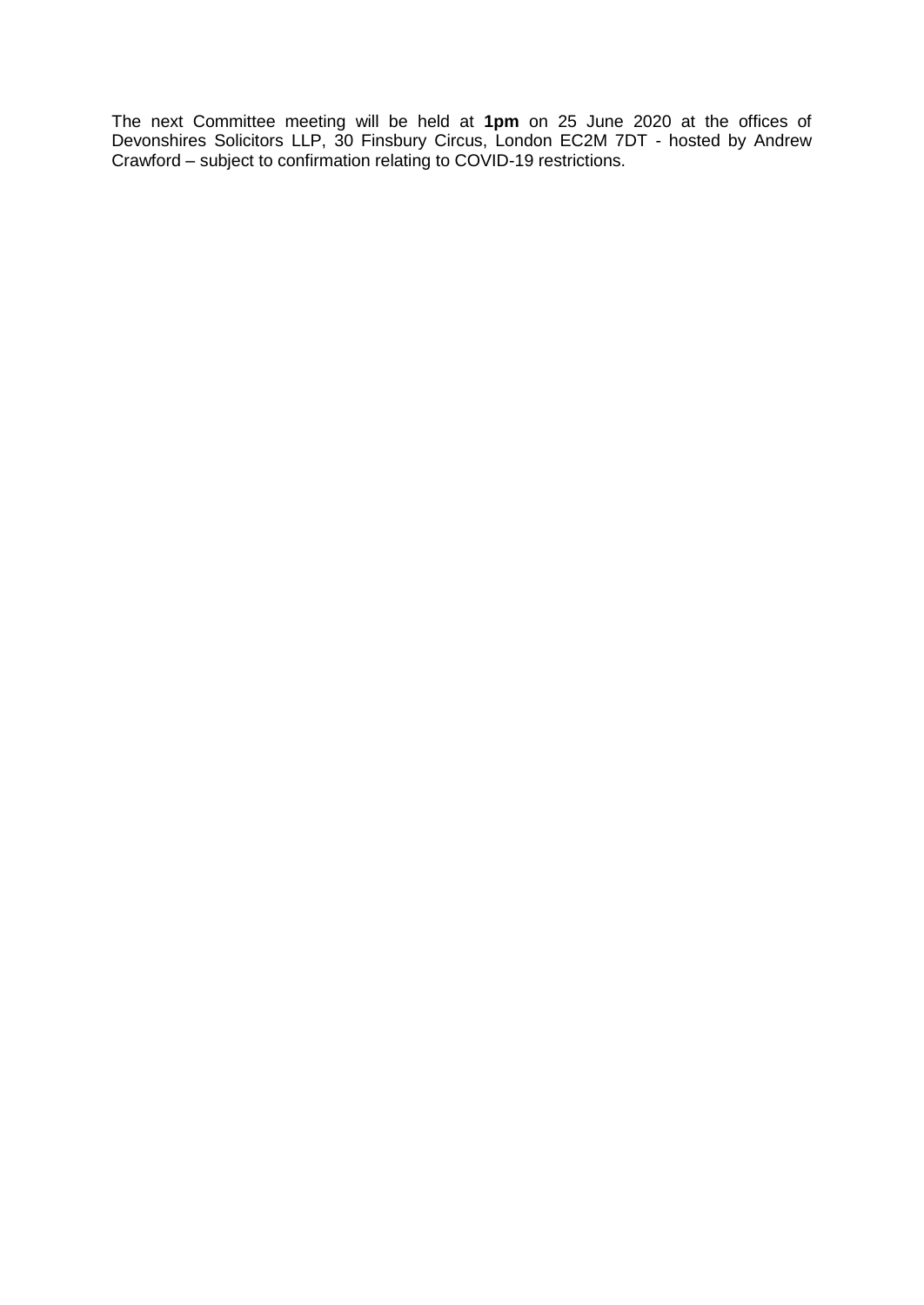The next Committee meeting will be held at **1pm** on 25 June 2020 at the offices of Devonshires Solicitors LLP, 30 Finsbury Circus, London EC2M 7DT - hosted by Andrew Crawford – subject to confirmation relating to COVID-19 restrictions.